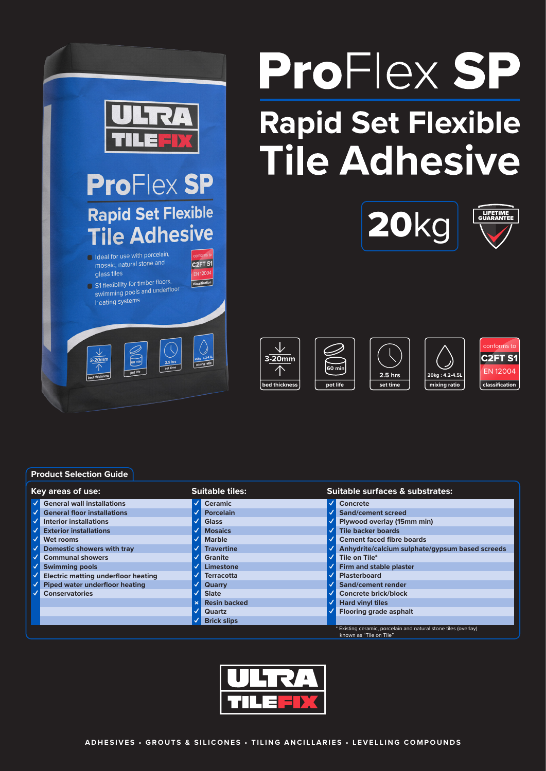# ProFlex SP

## Rapid Set Flexible Tile Adhesive

**20kg**

LIFETIME GUARANTEE

| 3-20mm | 60 min | 2.5 hrs | 20kg : 4.2-4.5L | conforms to C2FT S1 EN 12004 |
|---|---|---|---|---|
| bed thickness | pot life | set time | mixing ratio | classification |

### Product Selection Guide

| Key areas of use: | Suitable tiles: | Suitable surfaces & substrates: |
|---|---|---|
| ✓ General wall installations | ✓ Ceramic | ✓ Concrete |
| ✓ General floor installations | ✓ Porcelain | ✓ Sand/cement screed |
| ✓ Interior installations | ✓ Glass | ✓ Plywood overlay (15mm min) |
| ✓ Exterior installations | ✓ Mosaics | ✓ Tile backer boards |
| ✓ Wet rooms | ✓ Marble | ✓ Cement faced fibre boards |
| ✓ Domestic showers with tray | ✓ Travertine | ✓ Anhydrite/calcium sulphate/gypsum based screeds |
| ✓ Communal showers | ✓ Granite | ✓ Tile on Tile* |
| ✓ Swimming pools | ✓ Limestone | ✓ Firm and stable plaster |
| ✓ Electric matting underfloor heating | ✓ Terracotta | ✓ Plasterboard |
| ✓ Piped water underfloor heating | ✓ Quarry | ✓ Sand/cement render |
| ✓ Conservatories | ✓ Slate | ✓ Concrete brick/block |
| | × Resin backed | ✓ Hard vinyl tiles |
| | ✓ Quartz | ✓ Flooring grade asphalt |
| | ✓ Brick slips | |

\* Existing ceramic, porcelain and natural stone tiles (overlay) known as "Tile on Tile"

ULTRA TILEFIX

ADHESIVES • GROUTS & SILICONES • TILING ANCILLARIES • LEVELLING COMPOUNDS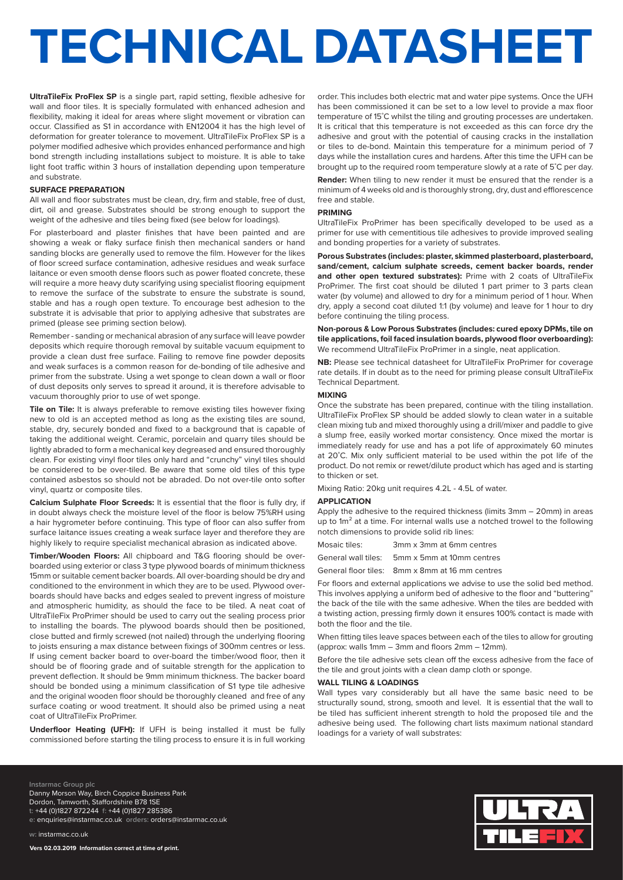# TECHNICAL DATASHEET

**UltraTileFix ProFlex SP** is a single part, rapid setting, flexible adhesive for wall and floor tiles. It is specially formulated with enhanced adhesion and flexibility, making it ideal for areas where slight movement or vibration can occur. Classified as S1 in accordance with EN12004 it has the high level of deformation for greater tolerance to movement. UltraTileFix ProFlex SP is a polymer modified adhesive which provides enhanced performance and high bond strength including installations subject to moisture. It is able to take light foot traffic within 3 hours of installation depending upon temperature and substrate.

### SURFACE PREPARATION

All wall and floor substrates must be clean, dry, firm and stable, free of dust, dirt, oil and grease. Substrates should be strong enough to support the weight of the adhesive and tiles being fixed (see below for loadings).

For plasterboard and plaster finishes that have been painted and are showing a weak or flaky surface finish then mechanical sanders or hand sanding blocks are generally used to remove the film. However for the likes of floor screed surface contamination, adhesive residues and weak surface laitance or even smooth dense floors such as power floated concrete, these will require a more heavy duty scarifying using specialist flooring equipment to remove the surface of the substrate to ensure the substrate is sound, stable and has a rough open texture. To encourage best adhesion to the substrate it is advisable that prior to applying adhesive that substrates are primed (please see priming section below).

Remember - sanding or mechanical abrasion of any surface will leave powder deposits which require thorough removal by suitable vacuum equipment to provide a clean dust free surface. Failing to remove fine powder deposits and weak surfaces is a common reason for de-bonding of tile adhesive and primer from the substrate. Using a wet sponge to clean down a wall or floor of dust deposits only serves to spread it around, it is therefore advisable to vacuum thoroughly prior to use of wet sponge.

**Tile on Tile:** It is always preferable to remove existing tiles however fixing new to old is an accepted method as long as the existing tiles are sound, stable, dry, securely bonded and fixed to a background that is capable of taking the additional weight. Ceramic, porcelain and quarry tiles should be lightly abraded to form a mechanical key degreased and ensured thoroughly clean. For existing vinyl floor tiles only hard and "crunchy" vinyl tiles should be considered to be over-tiled. Be aware that some old tiles of this type contained asbestos so should not be abraded. Do not over-tile onto softer vinyl, quartz or composite tiles.

**Calcium Sulphate Floor Screeds:** It is essential that the floor is fully dry, if in doubt always check the moisture level of the floor is below 75%RH using a hair hygrometer before continuing. This type of floor can also suffer from surface laitance issues creating a weak surface layer and therefore they are highly likely to require specialist mechanical abrasion as indicated above.

**Timber/Wooden Floors:** All chipboard and T&G flooring should be over-boarded using exterior or class 3 type plywood boards of minimum thickness 15mm or suitable cement backer boards. All over-boarding should be dry and conditioned to the environment in which they are to be used. Plywood over-boards should have backs and edges sealed to prevent ingress of moisture and atmospheric humidity, as should the face to be tiled. A neat coat of UltraTileFix ProPrimer should be used to carry out the sealing process prior to installing the boards. The plywood boards should then be positioned, close butted and firmly screwed (not nailed) through the underlying flooring to joists ensuring a max distance between fixings of 300mm centres or less. If using cement backer board to over-board the timber/wood floor, then it should be of flooring grade and of suitable strength for the application to prevent deflection. It should be 9mm minimum thickness. The backer board should be bonded using a minimum classification of S1 type tile adhesive and the original wooden floor should be thoroughly cleaned and free of any surface coating or wood treatment. It should also be primed using a neat coat of UltraTileFix ProPrimer.

**Underfloor Heating (UFH):** If UFH is being installed it must be fully commissioned before starting the tiling process to ensure it is in full working order. This includes both electric mat and water pipe systems. Once the UFH has been commissioned it can be set to a low level to provide a max floor temperature of 15˚C whilst the tiling and grouting processes are undertaken. It is critical that this temperature is not exceeded as this can force dry the adhesive and grout with the potential of causing cracks in the installation or tiles to de-bond. Maintain this temperature for a minimum period of 7 days while the installation cures and hardens. After this time the UFH can be brought up to the required room temperature slowly at a rate of 5˚C per day.

**Render:** When tiling to new render it must be ensured that the render is a minimum of 4 weeks old and is thoroughly strong, dry, dust and efflorescence free and stable.

### PRIMING

UltraTileFix ProPrimer has been specifically developed to be used as a primer for use with cementitious tile adhesives to provide improved sealing and bonding properties for a variety of substrates.

**Porous Substrates (includes: plaster, skimmed plasterboard, plasterboard, sand/cement, calcium sulphate screeds, cement backer boards, render and other open textured substrates):** Prime with 2 coats of UltraTileFix ProPrimer. The first coat should be diluted 1 part primer to 3 parts clean water (by volume) and allowed to dry for a minimum period of 1 hour. When dry, apply a second coat diluted 1:1 (by volume) and leave for 1 hour to dry before continuing the tiling process.

**Non-porous & Low Porous Substrates (includes: cured epoxy DPMs, tile on tile applications, foil faced insulation boards, plywood floor overboarding):** We recommend UltraTileFix ProPrimer in a single, neat application.

**NB:** Please see technical datasheet for UltraTileFix ProPrimer for coverage rate details. If in doubt as to the need for priming please consult UltraTileFix Technical Department.

### MIXING

Once the substrate has been prepared, continue with the tiling installation. UltraTileFix ProFlex SP should be added slowly to clean water in a suitable clean mixing tub and mixed thoroughly using a drill/mixer and paddle to give a slump free, easily worked mortar consistency. Once mixed the mortar is immediately ready for use and has a pot life of approximately 60 minutes at 20˚C. Mix only sufficient material to be used within the pot life of the product. Do not remix or rewet/dilute product which has aged and is starting to thicken or set.

Mixing Ratio: 20kg unit requires 4.2L - 4.5L of water.

### APPLICATION

Apply the adhesive to the required thickness (limits 3mm – 20mm) in areas up to 1m² at a time. For internal walls use a notched trowel to the following notch dimensions to provide solid rib lines:

| | |
|---|---|
| Mosaic tiles: | 3mm x 3mm at 6mm centres |
| General wall tiles: | 5mm x 5mm at 10mm centres |
| General floor tiles: | 8mm x 8mm at 16 mm centres |

For floors and external applications we advise to use the solid bed method. This involves applying a uniform bed of adhesive to the floor and "buttering" the back of the tile with the same adhesive. When the tiles are bedded with a twisting action, pressing firmly down it ensures 100% contact is made with both the floor and the tile.

When fitting tiles leave spaces between each of the tiles to allow for grouting (approx: walls 1mm – 3mm and floors 2mm – 12mm).

Before the tile adhesive sets clean off the excess adhesive from the face of the tile and grout joints with a clean damp cloth or sponge.

### WALL TILING & LOADINGS

Wall types vary considerably but all have the same basic need to be structurally sound, strong, smooth and level. It is essential that the wall to be tiled has sufficient inherent strength to hold the proposed tile and the adhesive being used. The following chart lists maximum national standard loadings for a variety of wall substrates:

**Instarmac Group plc**
Danny Morson Way, Birch Coppice Business Park
Dordon, Tamworth, Staffordshire B78 1SE
t: +44 (0)1827 872244 f: +44 (0)1827 285386
e: enquiries@instarmac.co.uk orders: orders@instarmac.co.uk

w: instarmac.co.uk

**Vers 02.03.2019 Information correct at time of print.**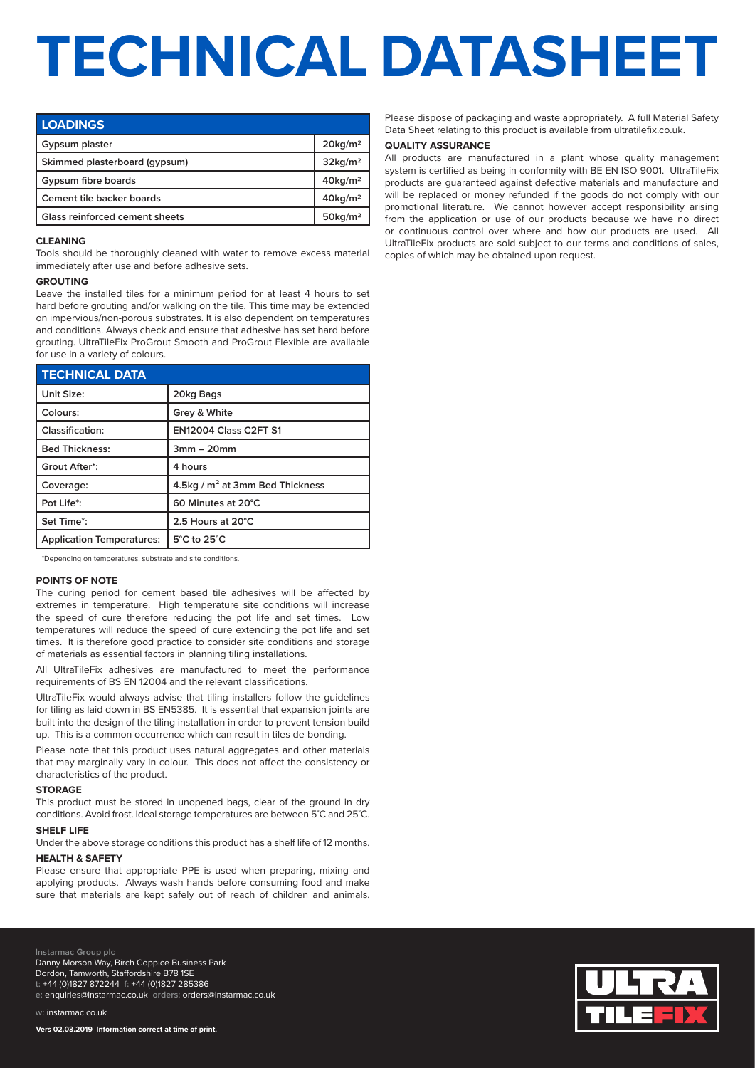# TECHNICAL DATASHEET

| LOADINGS | |
|---|---|
| Gypsum plaster | 20kg/m² |
| Skimmed plasterboard (gypsum) | 32kg/m² |
| Gypsum fibre boards | 40kg/m² |
| Cement tile backer boards | 40kg/m² |
| Glass reinforced cement sheets | 50kg/m² |

### CLEANING

Tools should be thoroughly cleaned with water to remove excess material immediately after use and before adhesive sets.

### GROUTING

Leave the installed tiles for a minimum period for at least 4 hours to set hard before grouting and/or walking on the tile. This time may be extended on impervious/non-porous substrates. It is also dependent on temperatures and conditions. Always check and ensure that adhesive has set hard before grouting. UltraTileFix ProGrout Smooth and ProGrout Flexible are available for use in a variety of colours.

| TECHNICAL DATA | |
|---|---|
| Unit Size: | 20kg Bags |
| Colours: | Grey & White |
| Classification: | EN12004 Class C2FT S1 |
| Bed Thickness: | 3mm – 20mm |
| Grout After*: | 4 hours |
| Coverage: | 4.5kg / m² at 3mm Bed Thickness |
| Pot Life*: | 60 Minutes at 20°C |
| Set Time*: | 2.5 Hours at 20°C |
| Application Temperatures: | 5°C to 25°C |

*Depending on temperatures, substrate and site conditions.

### POINTS OF NOTE

The curing period for cement based tile adhesives will be affected by extremes in temperature. High temperature site conditions will increase the speed of cure therefore reducing the pot life and set times. Low temperatures will reduce the speed of cure extending the pot life and set times. It is therefore good practice to consider site conditions and storage of materials as essential factors in planning tiling installations.

All UltraTileFix adhesives are manufactured to meet the performance requirements of BS EN 12004 and the relevant classifications.

UltraTileFix would always advise that tiling installers follow the guidelines for tiling as laid down in BS EN5385. It is essential that expansion joints are built into the design of the tiling installation in order to prevent tension build up. This is a common occurrence which can result in tiles de-bonding.

Please note that this product uses natural aggregates and other materials that may marginally vary in colour. This does not affect the consistency or characteristics of the product.

### STORAGE

This product must be stored in unopened bags, clear of the ground in dry conditions. Avoid frost. Ideal storage temperatures are between 5˚C and 25˚C.

### SHELF LIFE

Under the above storage conditions this product has a shelf life of 12 months.

### HEALTH & SAFETY

Please ensure that appropriate PPE is used when preparing, mixing and applying products. Always wash hands before consuming food and make sure that materials are kept safely out of reach of children and animals. Please dispose of packaging and waste appropriately. A full Material Safety Data Sheet relating to this product is available from ultratilefix.co.uk.

### QUALITY ASSURANCE

All products are manufactured in a plant whose quality management system is certified as being in conformity with BE EN ISO 9001. UltraTileFix products are guaranteed against defective materials and manufacture and will be replaced or money refunded if the goods do not comply with our promotional literature. We cannot however accept responsibility arising from the application or use of our products because we have no direct or continuous control over where and how our products are used. All UltraTileFix products are sold subject to our terms and conditions of sales, copies of which may be obtained upon request.

**Instarmac Group plc**
Danny Morson Way, Birch Coppice Business Park
Dordon, Tamworth, Staffordshire B78 1SE
t: +44 (0)1827 872244 f: +44 (0)1827 285386
e: enquiries@instarmac.co.uk orders: orders@instarmac.co.uk

w: instarmac.co.uk

**Vers 02.03.2019 Information correct at time of print.**

ULTRA TILEFIX